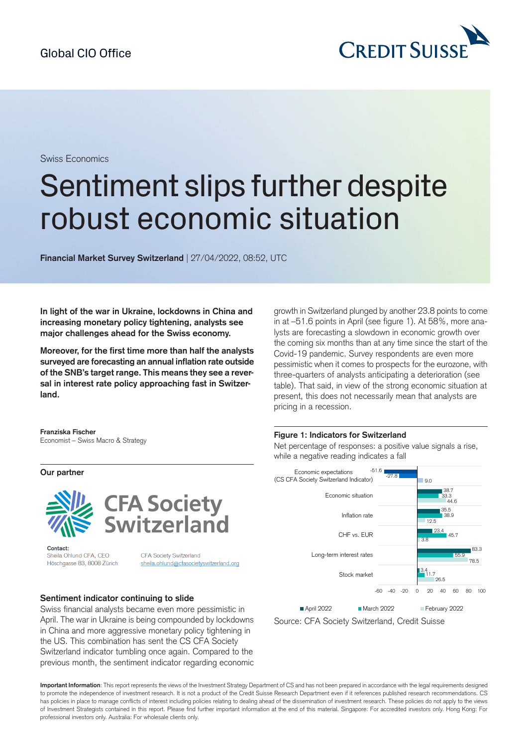Global CIO Office

Swiss Economics

# Sentiment slips further despite robust economic situation

**Financial Market Survey Switzerland** | 27/04/2022, 08:52, UTC

**In light of the war in Ukraine, lockdowns in China and increasing monetary policy tightening, analysts see major challenges ahead for the Swiss economy.**

**Moreover, for the first time more than half the analysts surveyed are forecasting an annual inflation rate outside of the SNB's target range. This means they see a reversal in interest rate policy approaching fast in Switzerland.**

**Franziska Fischer**
Economist – Swiss Macro & Strategy

**Our partner**

CFA Society Switzerland

**Contact:**
Sheila Ohlund CFA, CEO
Höschgasse 83, 8008 Zürich

CFA Society Switzerland
sheila.ohlund@cfasocietyswitzerland.org

## Sentiment indicator continuing to slide

Swiss financial analysts became even more pessimistic in April. The war in Ukraine is being compounded by lockdowns in China and more aggressive monetary policy tightening in the US. This combination has sent the CS CFA Society Switzerland indicator tumbling once again. Compared to the previous month, the sentiment indicator regarding economic growth in Switzerland plunged by another 23.8 points to come in at –51.6 points in April (see figure 1). At 58%, more analysts are forecasting a slowdown in economic growth over the coming six months than at any time since the start of the Covid-19 pandemic. Survey respondents are even more pessimistic when it comes to prospects for the eurozone, with three-quarters of analysts anticipating a deterioration (see table). That said, in view of the strong economic situation at present, this does not necessarily mean that analysts are pricing in a recession.

**Figure 1: Indicators for Switzerland**

Net percentage of responses: a positive value signals a rise, while a negative reading indicates a fall

| Indicator | April 2022 | March 2022 | February 2022 |
|---|---|---|---|
| Economic expectations (CS CFA Society Switzerland Indicator) | -51.6 | -27.8 | 9.0 |
| Economic situation | 38.7 | 33.3 | 44.6 |
| Inflation rate | 35.5 | 38.9 | 12.5 |
| CHF vs. EUR | 23.4 | 45.7 | 3.8 |
| Long-term interest rates | 83.3 | 55.9 | 78.5 |
| Stock market | 3.4 | 11.7 | 26.5 |

Source: CFA Society Switzerland, Credit Suisse

**Important Information**: This report represents the views of the Investment Strategy Department of CS and has not been prepared in accordance with the legal requirements designed to promote the independence of investment research. It is not a product of the Credit Suisse Research Department even if it references published research recommendations. CS has policies in place to manage conflicts of interest including policies relating to dealing ahead of the dissemination of investment research. These policies do not apply to the views of Investment Strategists contained in this report. Please find further important information at the end of this material. Singapore: For accredited investors only. Hong Kong: For professional investors only. Australia: For wholesale clients only.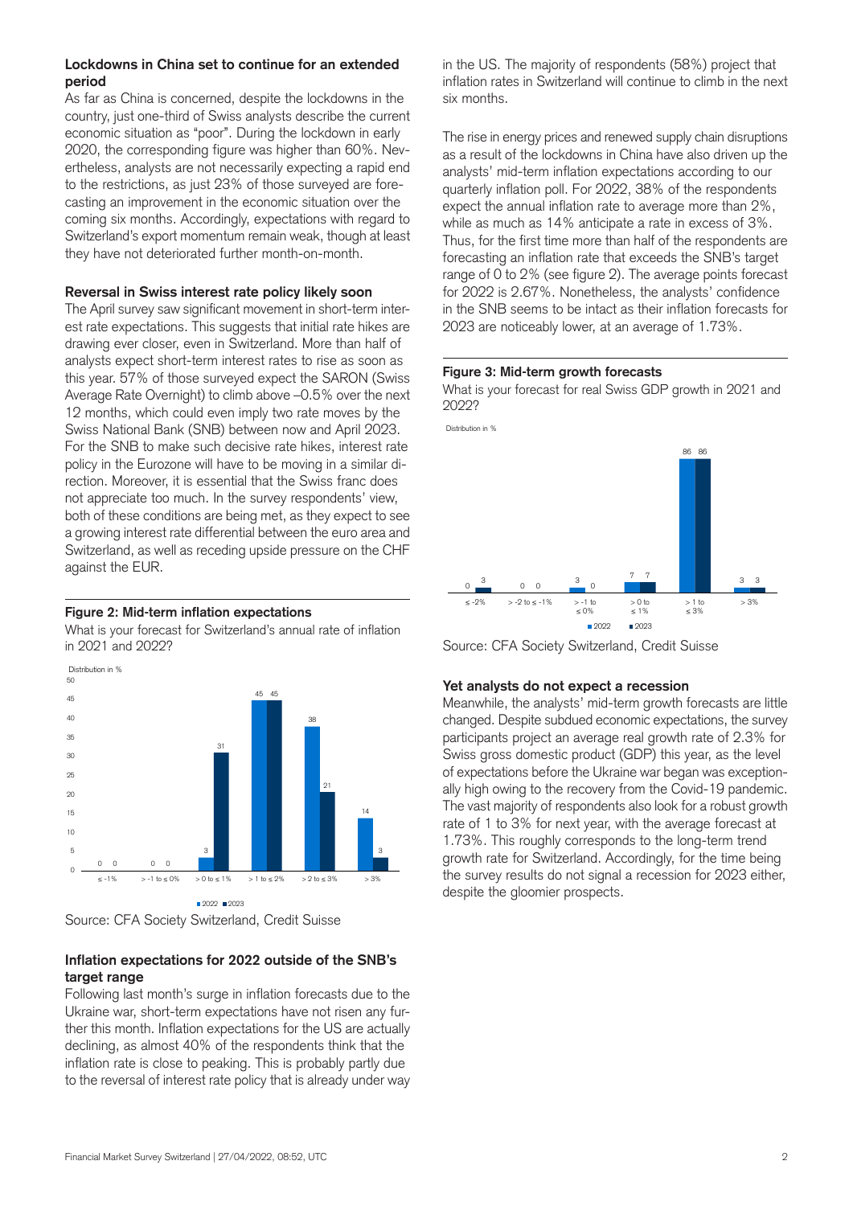### Lockdowns in China set to continue for an extended period

As far as China is concerned, despite the lockdowns in the country, just one-third of Swiss analysts describe the current economic situation as "poor". During the lockdown in early 2020, the corresponding figure was higher than 60%. Nevertheless, analysts are not necessarily expecting a rapid end to the restrictions, as just 23% of those surveyed are forecasting an improvement in the economic situation over the coming six months. Accordingly, expectations with regard to Switzerland's export momentum remain weak, though at least they have not deteriorated further month-on-month.

### Reversal in Swiss interest rate policy likely soon

The April survey saw significant movement in short-term interest rate expectations. This suggests that initial rate hikes are drawing ever closer, even in Switzerland. More than half of analysts expect short-term interest rates to rise as soon as this year. 57% of those surveyed expect the SARON (Swiss Average Rate Overnight) to climb above –0.5% over the next 12 months, which could even imply two rate moves by the Swiss National Bank (SNB) between now and April 2023. For the SNB to make such decisive rate hikes, interest rate policy in the Eurozone will have to be moving in a similar direction. Moreover, it is essential that the Swiss franc does not appreciate too much. In the survey respondents' view, both of these conditions are being met, as they expect to see a growing interest rate differential between the euro area and Switzerland, as well as receding upside pressure on the CHF against the EUR.

**Figure 2: Mid-term inflation expectations**

What is your forecast for Switzerland's annual rate of inflation in 2021 and 2022?

Distribution in %

| | ≤ -1% | > -1 to ≤ 0% | > 0 to ≤ 1% | > 1 to ≤ 2% | > 2 to ≤ 3% | > 3% |
|---|---|---|---|---|---|---|
| 2022 | 0 | 0 | 3 | 45 | 38 | 14 |
| 2023 | 0 | 0 | 31 | 45 | 21 | 3 |

Source: CFA Society Switzerland, Credit Suisse

### Inflation expectations for 2022 outside of the SNB's target range

Following last month's surge in inflation forecasts due to the Ukraine war, short-term expectations have not risen any further this month. Inflation expectations for the US are actually declining, as almost 40% of the respondents think that the inflation rate is close to peaking. This is probably partly due to the reversal of interest rate policy that is already under way in the US. The majority of respondents (58%) project that inflation rates in Switzerland will continue to climb in the next six months.

The rise in energy prices and renewed supply chain disruptions as a result of the lockdowns in China have also driven up the analysts' mid-term inflation expectations according to our quarterly inflation poll. For 2022, 38% of the respondents expect the annual inflation rate to average more than 2%, while as much as 14% anticipate a rate in excess of 3%. Thus, for the first time more than half of the respondents are forecasting an inflation rate that exceeds the SNB's target range of 0 to 2% (see figure 2). The average points forecast for 2022 is 2.67%. Nonetheless, the analysts' confidence in the SNB seems to be intact as their inflation forecasts for 2023 are noticeably lower, at an average of 1.73%.

**Figure 3: Mid-term growth forecasts**

What is your forecast for real Swiss GDP growth in 2021 and 2022?

Distribution in %

| | ≤ -2% | > -2 to ≤ -1% | > -1 to ≤ 0% | > 0 to ≤ 1% | > 1 to ≤ 3% | > 3% |
|---|---|---|---|---|---|---|
| 2022 | 0 | 0 | 3 | 7 | 86 | 3 |
| 2023 | 3 | 0 | 0 | 7 | 86 | 3 |

Source: CFA Society Switzerland, Credit Suisse

### Yet analysts do not expect a recession

Meanwhile, the analysts' mid-term growth forecasts are little changed. Despite subdued economic expectations, the survey participants project an average real growth rate of 2.3% for Swiss gross domestic product (GDP) this year, as the level of expectations before the Ukraine war began was exceptionally high owing to the recovery from the Covid-19 pandemic. The vast majority of respondents also look for a robust growth rate of 1 to 3% for next year, with the average forecast at 1.73%. This roughly corresponds to the long-term trend growth rate for Switzerland. Accordingly, for the time being the survey results do not signal a recession for 2023 either, despite the gloomier prospects.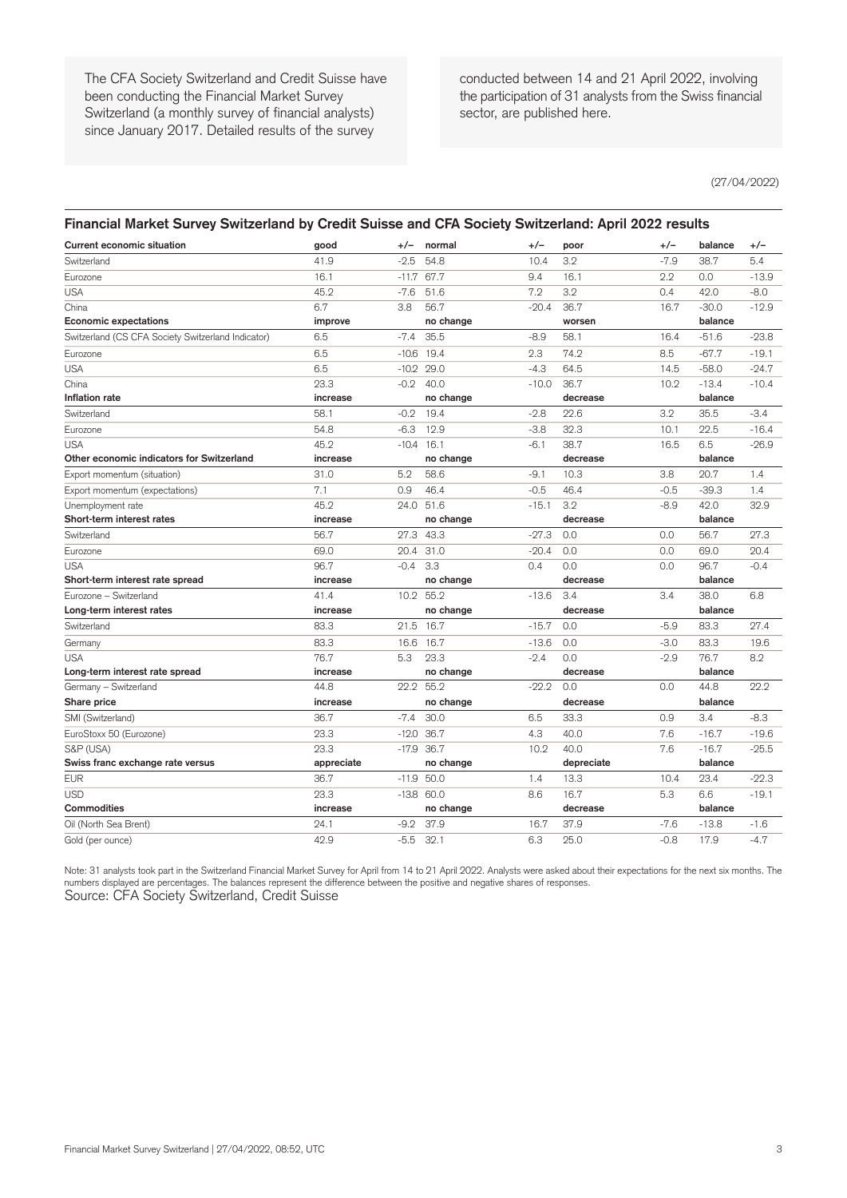The CFA Society Switzerland and Credit Suisse have been conducting the Financial Market Survey Switzerland (a monthly survey of financial analysts) since January 2017. Detailed results of the survey conducted between 14 and 21 April 2022, involving the participation of 31 analysts from the Swiss financial sector, are published here.

(27/04/2022)

## Financial Market Survey Switzerland by Credit Suisse and CFA Society Switzerland: April 2022 results

| **Current economic situation** | **good** | **+/–** | **normal** | **+/–** | **poor** | **+/–** | **balance** | **+/–** |
|---|---|---|---|---|---|---|---|---|
| Switzerland | 41.9 | -2.5 | 54.8 | 10.4 | 3.2 | -7.9 | 38.7 | 5.4 |
| Eurozone | 16.1 | -11.7 | 67.7 | 9.4 | 16.1 | 2.2 | 0.0 | -13.9 |
| USA | 45.2 | -7.6 | 51.6 | 7.2 | 3.2 | 0.4 | 42.0 | -8.0 |
| China | 6.7 | 3.8 | 56.7 | -20.4 | 36.7 | 16.7 | -30.0 | -12.9 |
| **Economic expectations** | **improve** | | **no change** | | **worsen** | | **balance** | |
| Switzerland (CS CFA Society Switzerland Indicator) | 6.5 | -7.4 | 35.5 | -8.9 | 58.1 | 16.4 | -51.6 | -23.8 |
| Eurozone | 6.5 | -10.6 | 19.4 | 2.3 | 74.2 | 8.5 | -67.7 | -19.1 |
| USA | 6.5 | -10.2 | 29.0 | -4.3 | 64.5 | 14.5 | -58.0 | -24.7 |
| China | 23.3 | -0.2 | 40.0 | -10.0 | 36.7 | 10.2 | -13.4 | -10.4 |
| **Inflation rate** | **increase** | | **no change** | | **decrease** | | **balance** | |
| Switzerland | 58.1 | -0.2 | 19.4 | -2.8 | 22.6 | 3.2 | 35.5 | -3.4 |
| Eurozone | 54.8 | -6.3 | 12.9 | -3.8 | 32.3 | 10.1 | 22.5 | -16.4 |
| USA | 45.2 | -10.4 | 16.1 | -6.1 | 38.7 | 16.5 | 6.5 | -26.9 |
| **Other economic indicators for Switzerland** | **increase** | | **no change** | | **decrease** | | **balance** | |
| Export momentum (situation) | 31.0 | 5.2 | 58.6 | -9.1 | 10.3 | 3.8 | 20.7 | 1.4 |
| Export momentum (expectations) | 7.1 | 0.9 | 46.4 | -0.5 | 46.4 | -0.5 | -39.3 | 1.4 |
| Unemployment rate | 45.2 | 24.0 | 51.6 | -15.1 | 3.2 | -8.9 | 42.0 | 32.9 |
| **Short-term interest rates** | **increase** | | **no change** | | **decrease** | | **balance** | |
| Switzerland | 56.7 | 27.3 | 43.3 | -27.3 | 0.0 | 0.0 | 56.7 | 27.3 |
| Eurozone | 69.0 | 20.4 | 31.0 | -20.4 | 0.0 | 0.0 | 69.0 | 20.4 |
| USA | 96.7 | -0.4 | 3.3 | 0.4 | 0.0 | 0.0 | 96.7 | -0.4 |
| **Short-term interest rate spread** | **increase** | | **no change** | | **decrease** | | **balance** | |
| Eurozone – Switzerland | 41.4 | 10.2 | 55.2 | -13.6 | 3.4 | 3.4 | 38.0 | 6.8 |
| **Long-term interest rates** | **increase** | | **no change** | | **decrease** | | **balance** | |
| Switzerland | 83.3 | 21.5 | 16.7 | -15.7 | 0.0 | -5.9 | 83.3 | 27.4 |
| Germany | 83.3 | 16.6 | 16.7 | -13.6 | 0.0 | -3.0 | 83.3 | 19.6 |
| USA | 76.7 | 5.3 | 23.3 | -2.4 | 0.0 | -2.9 | 76.7 | 8.2 |
| **Long-term interest rate spread** | **increase** | | **no change** | | **decrease** | | **balance** | |
| Germany – Switzerland | 44.8 | 22.2 | 55.2 | -22.2 | 0.0 | 0.0 | 44.8 | 22.2 |
| **Share price** | **increase** | | **no change** | | **decrease** | | **balance** | |
| SMI (Switzerland) | 36.7 | -7.4 | 30.0 | 6.5 | 33.3 | 0.9 | 3.4 | -8.3 |
| EuroStoxx 50 (Eurozone) | 23.3 | -12.0 | 36.7 | 4.3 | 40.0 | 7.6 | -16.7 | -19.6 |
| S&P (USA) | 23.3 | -17.9 | 36.7 | 10.2 | 40.0 | 7.6 | -16.7 | -25.5 |
| **Swiss franc exchange rate versus** | **appreciate** | | **no change** | | **depreciate** | | **balance** | |
| EUR | 36.7 | -11.9 | 50.0 | 1.4 | 13.3 | 10.4 | 23.4 | -22.3 |
| USD | 23.3 | -13.8 | 60.0 | 8.6 | 16.7 | 5.3 | 6.6 | -19.1 |
| **Commodities** | **increase** | | **no change** | | **decrease** | | **balance** | |
| Oil (North Sea Brent) | 24.1 | -9.2 | 37.9 | 16.7 | 37.9 | -7.6 | -13.8 | -1.6 |
| Gold (per ounce) | 42.9 | -5.5 | 32.1 | 6.3 | 25.0 | -0.8 | 17.9 | -4.7 |

Note: 31 analysts took part in the Switzerland Financial Market Survey for April from 14 to 21 April 2022. Analysts were asked about their expectations for the next six months. The numbers displayed are percentages. The balances represent the difference between the positive and negative shares of responses.

Source: CFA Society Switzerland, Credit Suisse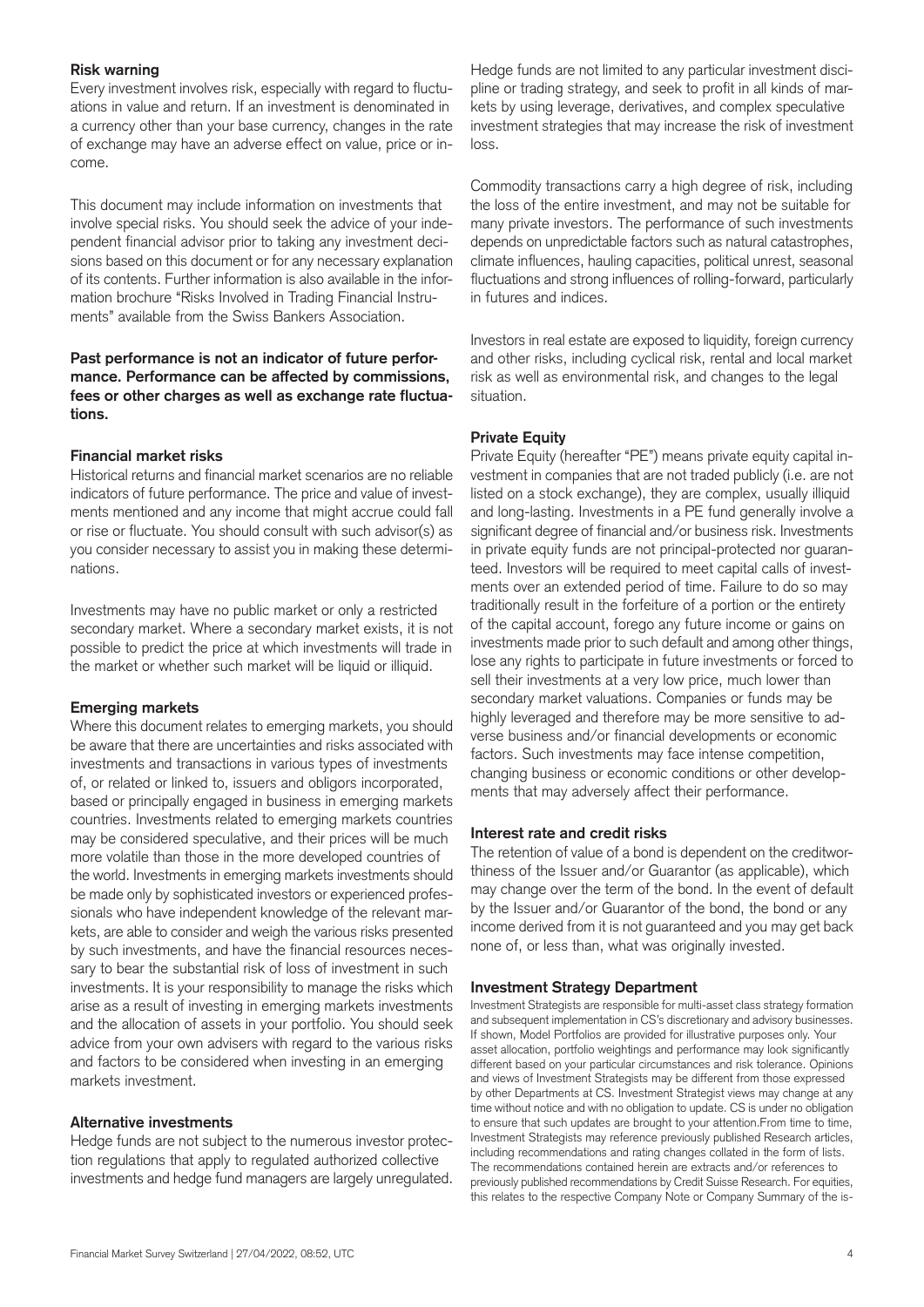### Risk warning

Every investment involves risk, especially with regard to fluctuations in value and return. If an investment is denominated in a currency other than your base currency, changes in the rate of exchange may have an adverse effect on value, price or income.

This document may include information on investments that involve special risks. You should seek the advice of your independent financial advisor prior to taking any investment decisions based on this document or for any necessary explanation of its contents. Further information is also available in the information brochure "Risks Involved in Trading Financial Instruments" available from the Swiss Bankers Association.

**Past performance is not an indicator of future performance. Performance can be affected by commissions, fees or other charges as well as exchange rate fluctuations.**

### Financial market risks

Historical returns and financial market scenarios are no reliable indicators of future performance. The price and value of investments mentioned and any income that might accrue could fall or rise or fluctuate. You should consult with such advisor(s) as you consider necessary to assist you in making these determinations.

Investments may have no public market or only a restricted secondary market. Where a secondary market exists, it is not possible to predict the price at which investments will trade in the market or whether such market will be liquid or illiquid.

### Emerging markets

Where this document relates to emerging markets, you should be aware that there are uncertainties and risks associated with investments and transactions in various types of investments of, or related or linked to, issuers and obligors incorporated, based or principally engaged in business in emerging markets countries. Investments related to emerging markets countries may be considered speculative, and their prices will be much more volatile than those in the more developed countries of the world. Investments in emerging markets investments should be made only by sophisticated investors or experienced professionals who have independent knowledge of the relevant markets, are able to consider and weigh the various risks presented by such investments, and have the financial resources necessary to bear the substantial risk of loss of investment in such investments. It is your responsibility to manage the risks which arise as a result of investing in emerging markets investments and the allocation of assets in your portfolio. You should seek advice from your own advisers with regard to the various risks and factors to be considered when investing in an emerging markets investment.

### Alternative investments

Hedge funds are not subject to the numerous investor protection regulations that apply to regulated authorized collective investments and hedge fund managers are largely unregulated. Hedge funds are not limited to any particular investment discipline or trading strategy, and seek to profit in all kinds of markets by using leverage, derivatives, and complex speculative investment strategies that may increase the risk of investment loss.

Commodity transactions carry a high degree of risk, including the loss of the entire investment, and may not be suitable for many private investors. The performance of such investments depends on unpredictable factors such as natural catastrophes, climate influences, hauling capacities, political unrest, seasonal fluctuations and strong influences of rolling-forward, particularly in futures and indices.

Investors in real estate are exposed to liquidity, foreign currency and other risks, including cyclical risk, rental and local market risk as well as environmental risk, and changes to the legal situation.

### Private Equity

Private Equity (hereafter "PE") means private equity capital investment in companies that are not traded publicly (i.e. are not listed on a stock exchange), they are complex, usually illiquid and long-lasting. Investments in a PE fund generally involve a significant degree of financial and/or business risk. Investments in private equity funds are not principal-protected nor guaranteed. Investors will be required to meet capital calls of investments over an extended period of time. Failure to do so may traditionally result in the forfeiture of a portion or the entirety of the capital account, forego any future income or gains on investments made prior to such default and among other things, lose any rights to participate in future investments or forced to sell their investments at a very low price, much lower than secondary market valuations. Companies or funds may be highly leveraged and therefore may be more sensitive to adverse business and/or financial developments or economic factors. Such investments may face intense competition, changing business or economic conditions or other developments that may adversely affect their performance.

### Interest rate and credit risks

The retention of value of a bond is dependent on the creditworthiness of the Issuer and/or Guarantor (as applicable), which may change over the term of the bond. In the event of default by the Issuer and/or Guarantor of the bond, the bond or any income derived from it is not guaranteed and you may get back none of, or less than, what was originally invested.

### Investment Strategy Department

Investment Strategists are responsible for multi-asset class strategy formation and subsequent implementation in CS's discretionary and advisory businesses. If shown, Model Portfolios are provided for illustrative purposes only. Your asset allocation, portfolio weightings and performance may look significantly different based on your particular circumstances and risk tolerance. Opinions and views of Investment Strategists may be different from those expressed by other Departments at CS. Investment Strategist views may change at any time without notice and with no obligation to update. CS is under no obligation to ensure that such updates are brought to your attention.From time to time, Investment Strategists may reference previously published Research articles, including recommendations and rating changes collated in the form of lists. The recommendations contained herein are extracts and/or references to previously published recommendations by Credit Suisse Research. For equities, this relates to the respective Company Note or Company Summary of the is-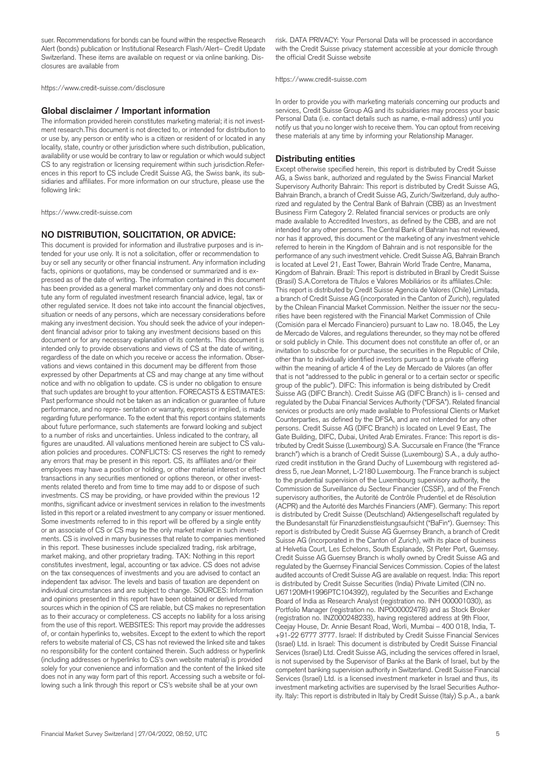suer. Recommendations for bonds can be found within the respective Research Alert (bonds) publication or Institutional Research Flash/Alert– Credit Update Switzerland. These items are available on request or via online banking. Disclosures are available from

https://www.credit-suisse.com/disclosure

## Global disclaimer / Important information

The information provided herein constitutes marketing material; it is not investment research.This document is not directed to, or intended for distribution to or use by, any person or entity who is a citizen or resident of or located in any locality, state, country or other jurisdiction where such distribution, publication, availability or use would be contrary to law or regulation or which would subject CS to any registration or licensing requirement within such jurisdiction.References in this report to CS include Credit Suisse AG, the Swiss bank, its subsidiaries and affiliates. For more information on our structure, please use the following link:

https://www.credit-suisse.com

## NO DISTRIBUTION, SOLICITATION, OR ADVICE:

This document is provided for information and illustrative purposes and is intended for your use only. It is not a solicitation, offer or recommendation to buy or sell any security or other financial instrument. Any information including facts, opinions or quotations, may be condensed or summarized and is expressed as of the date of writing. The information contained in this document has been provided as a general market commentary only and does not constitute any form of regulated investment research financial advice, legal, tax or other regulated service. It does not take into account the financial objectives, situation or needs of any persons, which are necessary considerations before making any investment decision. You should seek the advice of your independent financial advisor prior to taking any investment decisions based on this document or for any necessary explanation of its contents. This document is intended only to provide observations and views of CS at the date of writing, regardless of the date on which you receive or access the information. Observations and views contained in this document may be different from those expressed by other Departments at CS and may change at any time without notice and with no obligation to update. CS is under no obligation to ensure that such updates are brought to your attention. FORECASTS & ESTIMATES: Past performance should not be taken as an indication or guarantee of future performance, and no repre- sentation or warranty, express or implied, is made regarding future performance. To the extent that this report contains statements about future performance, such statements are forward looking and subject to a number of risks and uncertainties. Unless indicated to the contrary, all figures are unaudited. All valuations mentioned herein are subject to CS valuation policies and procedures. CONFLICTS: CS reserves the right to remedy any errors that may be present in this report. CS, its affiliates and/or their employees may have a position or holding, or other material interest or effect transactions in any securities mentioned or options thereon, or other investments related thereto and from time to time may add to or dispose of such investments. CS may be providing, or have provided within the previous 12 months, significant advice or investment services in relation to the investments listed in this report or a related investment to any company or issuer mentioned. Some investments referred to in this report will be offered by a single entity or an associate of CS or CS may be the only market maker in such investments. CS is involved in many businesses that relate to companies mentioned in this report. These businesses include specialized trading, risk arbitrage, market making, and other proprietary trading. TAX: Nothing in this report constitutes investment, legal, accounting or tax advice. CS does not advise on the tax consequences of investments and you are advised to contact an independent tax advisor. The levels and basis of taxation are dependent on individual circumstances and are subject to change. SOURCES: Information and opinions presented in this report have been obtained or derived from sources which in the opinion of CS are reliable, but CS makes no representation as to their accuracy or completeness. CS accepts no liability for a loss arising from the use of this report. WEBSITES: This report may provide the addresses of, or contain hyperlinks to, websites. Except to the extent to which the report refers to website material of CS, CS has not reviewed the linked site and takes no responsibility for the content contained therein. Such address or hyperlink (including addresses or hyperlinks to CS's own website material) is provided solely for your convenience and information and the content of the linked site does not in any way form part of this report. Accessing such a website or following such a link through this report or CS's website shall be at your own risk. DATA PRIVACY: Your Personal Data will be processed in accordance with the Credit Suisse privacy statement accessible at your domicile through the official Credit Suisse website

https://www.credit-suisse.com

In order to provide you with marketing materials concerning our products and services, Credit Suisse Group AG and its subsidiaries may process your basic Personal Data (i.e. contact details such as name, e-mail address) until you notify us that you no longer wish to receive them. You can optout from receiving these materials at any time by informing your Relationship Manager.

## Distributing entities

Except otherwise specified herein, this report is distributed by Credit Suisse AG, a Swiss bank, authorized and regulated by the Swiss Financial Market Supervisory Authority Bahrain: This report is distributed by Credit Suisse AG, Bahrain Branch, a branch of Credit Suisse AG, Zurich/Switzerland, duly authorized and regulated by the Central Bank of Bahrain (CBB) as an Investment Business Firm Category 2. Related financial services or products are only made available to Accredited Investors, as defined by the CBB, and are not intended for any other persons. The Central Bank of Bahrain has not reviewed, nor has it approved, this document or the marketing of any investment vehicle referred to herein in the Kingdom of Bahrain and is not responsible for the performance of any such investment vehicle. Credit Suisse AG, Bahrain Branch is located at Level 21, East Tower, Bahrain World Trade Centre, Manama, Kingdom of Bahrain. Brazil: This report is distributed in Brazil by Credit Suisse (Brasil) S.A.Corretora de Títulos e Valores Mobiliários or its affiliates.Chile: This report is distributed by Credit Suisse Agencia de Valores (Chile) Limitada, a branch of Credit Suisse AG (incorporated in the Canton of Zurich), regulated by the Chilean Financial Market Commission. Neither the issuer nor the securities have been registered with the Financial Market Commission of Chile (Comisión para el Mercado Financiero) pursuant to Law no. 18.045, the Ley de Mercado de Valores, and regulations thereunder, so they may not be offered or sold publicly in Chile. This document does not constitute an offer of, or an invitation to subscribe for or purchase, the securities in the Republic of Chile, other than to individually identified investors pursuant to a private offering within the meaning of article 4 of the Ley de Mercado de Valores (an offer that is not "addressed to the public in general or to a certain sector or specific group of the public"). DIFC: This information is being distributed by Credit Suisse AG (DIFC Branch). Credit Suisse AG (DIFC Branch) is li- censed and regulated by the Dubai Financial Services Authority ("DFSA"). Related financial services or products are only made available to Professional Clients or Market Counterparties, as defined by the DFSA, and are not intended for any other persons. Credit Suisse AG (DIFC Branch) is located on Level 9 East, The Gate Building, DIFC, Dubai, United Arab Emirates. France: This report is distributed by Credit Suisse (Luxembourg) S.A. Succursale en France (the "France branch") which is a branch of Credit Suisse (Luxembourg) S.A., a duly authorized credit institution in the Grand Duchy of Luxembourg with registered address 5, rue Jean Monnet, L-2180 Luxembourg. The France branch is subject to the prudential supervision of the Luxembourg supervisory authority, the Commission de Surveillance du Secteur Financier (CSSF), and of the French supervisory authorities, the Autorité de Contrôle Prudentiel et de Résolution (ACPR) and the Autorité des Marchés Financiers (AMF). Germany: This report is distributed by Credit Suisse (Deutschland) Aktiengesellschaft regulated by the Bundesanstalt für Finanzdienstleistungsaufsicht ("BaFin"). Guernsey: This report is distributed by Credit Suisse AG Guernsey Branch, a branch of Credit Suisse AG (incorporated in the Canton of Zurich), with its place of business at Helvetia Court, Les Echelons, South Esplanade, St Peter Port, Guernsey. Credit Suisse AG Guernsey Branch is wholly owned by Credit Suisse AG and regulated by the Guernsey Financial Services Commission. Copies of the latest audited accounts of Credit Suisse AG are available on request. India: This report is distributed by Credit Suisse Securities (India) Private Limited (CIN no. U67120MH1996PTC104392), regulated by the Securities and Exchange Board of India as Research Analyst (registration no. INH 000001030), as Portfolio Manager (registration no. INP000002478) and as Stock Broker (registration no. INZ000248233), having registered address at 9th Floor, Ceejay House, Dr. Annie Besant Road, Worli, Mumbai – 400 018, India, T- +91-22 6777 3777. Israel: If distributed by Credit Suisse Financial Services (Israel) Ltd. in Israel: This document is distributed by Credit Suisse Financial Services (Israel) Ltd. Credit Suisse AG, including the services offered in Israel, is not supervised by the Supervisor of Banks at the Bank of Israel, but by the competent banking supervision authority in Switzerland. Credit Suisse Financial Services (Israel) Ltd. is a licensed investment marketer in Israel and thus, its investment marketing activities are supervised by the Israel Securities Authority. Italy: This report is distributed in Italy by Credit Suisse (Italy) S.p.A., a bank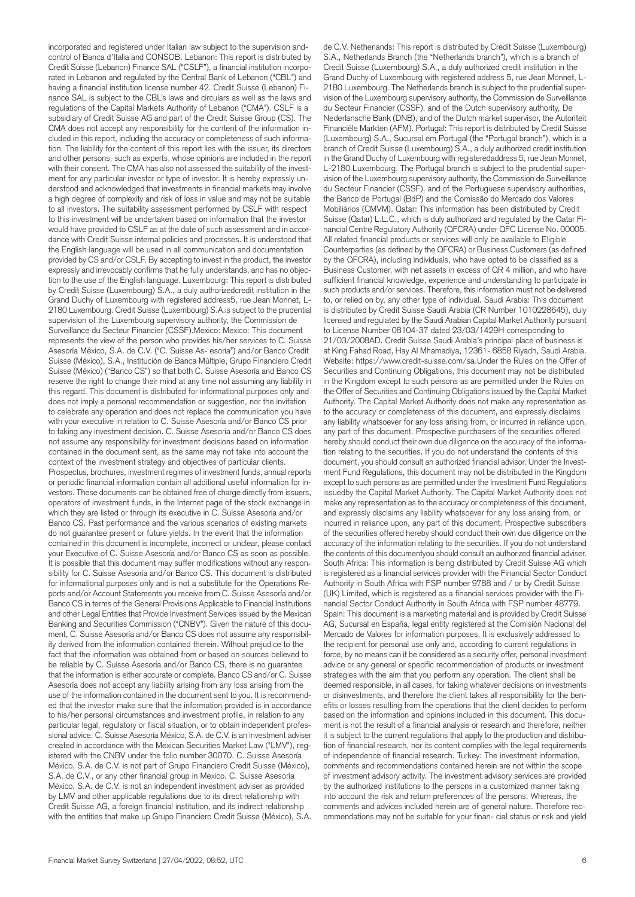incorporated and registered under Italian law subject to the supervision andcontrol of Banca d'Italia and CONSOB. Lebanon: This report is distributed by Credit Suisse (Lebanon) Finance SAL ("CSLF"), a financial institution incorporated in Lebanon and regulated by the Central Bank of Lebanon ("CBL") and having a financial institution license number 42. Credit Suisse (Lebanon) Finance SAL is subject to the CBL's laws and circulars as well as the laws and regulations of the Capital Markets Authority of Lebanon ("CMA"). CSLF is a subsidiary of Credit Suisse AG and part of the Credit Suisse Group (CS). The CMA does not accept any responsibility for the content of the information included in this report, including the accuracy or completeness of such information. The liability for the content of this report lies with the issuer, its directors and other persons, such as experts, whose opinions are included in the report with their consent. The CMA has also not assessed the suitability of the investment for any particular investor or type of investor. It is hereby expressly understood and acknowledged that investments in financial markets may involve a high degree of complexity and risk of loss in value and may not be suitable to all investors. The suitability assessment performed by CSLF with respect to this investment will be undertaken based on information that the investor would have provided to CSLF as at the date of such assessment and in accordance with Credit Suisse internal policies and processes. It is understood that the English language will be used in all communication and documentation provided by CS and/or CSLF. By accepting to invest in the product, the investor expressly and irrevocably confirms that he fully understands, and has no objection to the use of the English language. Luxembourg: This report is distributed by Credit Suisse (Luxembourg) S.A., a duly authorizedcredit institution in the Grand Duchy of Luxembourg with registered address5, rue Jean Monnet, L-2180 Luxembourg. Credit Suisse (Luxembourg) S.A.is subject to the prudential supervision of the Luxembourg supervisory authority, the Commission de Surveillance du Secteur Financier (CSSF).Mexico: Mexico: This document represents the view of the person who provides his/her services to C. Suisse Asesoría México, S.A. de C.V. ("C. Suisse As- esoría") and/or Banco Credit Suisse (México), S.A., Institución de Banca Múltiple, Grupo Financiero Credit Suisse (México) ("Banco CS") so that both C. Suisse Asesoría and Banco CS reserve the right to change their mind at any time not assuming any liability in this regard. This document is distributed for informational purposes only and does not imply a personal recommendation or suggestion, nor the invitation to celebrate any operation and does not replace the communication you have with your executive in relation to C. Suisse Asesoría and/or Banco CS prior to taking any investment decision. C. Suisse Asesoría and/or Banco CS does not assume any responsibility for investment decisions based on information contained in the document sent, as the same may not take into account the context of the investment strategy and objectives of particular clients. Prospectus, brochures, investment regimes of investment funds, annual reports or periodic financial information contain all additional useful information for investors. These documents can be obtained free of charge directly from issuers, operators of investment funds, in the Internet page of the stock exchange in which they are listed or through its executive in C. Suisse Asesoría and/or Banco CS. Past performance and the various scenarios of existing markets do not guarantee present or future yields. In the event that the information contained in this document is incomplete, incorrect or unclear, please contact your Executive of C. Suisse Asesoría and/or Banco CS as soon as possible. It is possible that this document may suffer modifications without any responsibility for C. Suisse Asesoría and/or Banco CS. This document is distributed for informational purposes only and is not a substitute for the Operations Reports and/or Account Statements you receive from C. Suisse Asesoría and/or Banco CS in terms of the General Provisions Applicable to Financial Institutions and other Legal Entities that Provide Investment Services issued by the Mexican Banking and Securities Commission ("CNBV"). Given the nature of this document, C. Suisse Asesoría and/or Banco CS does not assume any responsibility derived from the information contained therein. Without prejudice to the fact that the information was obtained from or based on sources believed to be reliable by C. Suisse Asesoría and/or Banco CS, there is no guarantee that the information is either accurate or complete. Banco CS and/or C. Suisse Asesoría does not accept any liability arising from any loss arising from the use of the information contained in the document sent to you. It is recommended that the investor make sure that the information provided is in accordance to his/her personal circumstances and investment profile, in relation to any particular legal, regulatory or fiscal situation, or to obtain independent professional advice. C. Suisse Asesoría México, S.A. de C.V. is an investment adviser created in accordance with the Mexican Securities Market Law ("LMV"), registered with the CNBV under the folio number 30070. C. Suisse Asesoría México, S.A. de C.V. is not part of Grupo Financiero Credit Suisse (México), S.A. de C.V., or any other financial group in Mexico. C. Suisse Asesoría México, S.A. de C.V. is not an independent investment adviser as provided by LMV and other applicable regulations due to its direct relationship with Credit Suisse AG, a foreign financial institution, and its indirect relationship with the entities that make up Grupo Financiero Credit Suisse (México), S.A. de C.V. Netherlands: This report is distributed by Credit Suisse (Luxembourg) S.A., Netherlands Branch (the "Netherlands branch"), which is a branch of Credit Suisse (Luxembourg) S.A., a duly authorized credit institution in the Grand Duchy of Luxembourg with registered address 5, rue Jean Monnet, L-2180 Luxembourg. The Netherlands branch is subject to the prudential supervision of the Luxembourg supervisory authority, the Commission de Surveillance du Secteur Financier (CSSF), and of the Dutch supervisory authority, De Nederlansche Bank (DNB), and of the Dutch market supervisor, the Autoriteit Financiële Markten (AFM). Portugal: This report is distributed by Credit Suisse (Luxembourg) S.A., Sucursal em Portugal (the "Portugal branch"), which is a branch of Credit Suisse (Luxembourg) S.A., a duly authorized credit institution in the Grand Duchy of Luxembourg with registeredaddress 5, rue Jean Monnet, L-2180 Luxembourg. The Portugal branch is subject to the prudential supervision of the Luxembourg supervisory authority, the Commission de Surveillance du Secteur Financier (CSSF), and of the Portuguese supervisory authorities, the Banco de Portugal (BdP) and the Comissão do Mercado dos Valores Mobiliários (CMVM). Qatar: This information has been distributed by Credit Suisse (Qatar) L.L.C., which is duly authorized and regulated by the Qatar Financial Centre Regulatory Authority (QFCRA) under QFC License No. 00005. All related financial products or services will only be available to Eligible Counterparties (as defined by the QFCRA) or Business Customers (as defined by the QFCRA), including individuals, who have opted to be classified as a Business Customer, with net assets in excess of QR 4 million, and who have sufficient financial knowledge, experience and understanding to participate in such products and/or services. Therefore, this information must not be delivered to, or relied on by, any other type of individual. Saudi Arabia: This document is distributed by Credit Suisse Saudi Arabia (CR Number 1010228645), duly licensed and regulated by the Saudi Arabian Capital Market Authority pursuant to License Number 08104-37 dated 23/03/1429H corresponding to 21/03/2008AD. Credit Suisse Saudi Arabia's principal place of business is at King Fahad Road, Hay Al Mhamadiya, 12361- 6858 Riyadh, Saudi Arabia. Website: https://www.credit-suisse.com/sa.Under the Rules on the Offer of Securities and Continuing Obligations, this document may not be distributed in the Kingdom except to such persons as are permitted under the Rules on the Offer of Securities and Continuing Obligations issued by the Capital Market Authority. The Capital Market Authority does not make any representation as to the accuracy or completeness of this document, and expressly disclaims any liability whatsoever for any loss arising from, or incurred in reliance upon, any part of this document. Prospective purchasers of the securities offered hereby should conduct their own due diligence on the accuracy of the information relating to the securities. If you do not understand the contents of this document, you should consult an authorized financial advisor. Under the Investment Fund Regulations, this document may not be distributed in the Kingdom except to such persons as are permitted under the Investment Fund Regulations issuedby the Capital Market Authority. The Capital Market Authority does not make any representation as to the accuracy or completeness of this document, and expressly disclaims any liability whatsoever for any loss arising from, or incurred in reliance upon, any part of this document. Prospective subscribers of the securities offered hereby should conduct their own due diligence on the accuracy of the information relating to the securities. If you do not understand the contents of this documentyou should consult an authorized financial adviser. South Africa: This information is being distributed by Credit Suisse AG which is registered as a financial services provider with the Financial Sector Conduct Authority in South Africa with FSP number 9788 and / or by Credit Suisse (UK) Limited, which is registered as a financial services provider with the Financial Sector Conduct Authority in South Africa with FSP number 48779. Spain: This document is a marketing material and is provided by Credit Suisse AG, Sucursal en España, legal entity registered at the Comisión Nacional del Mercado de Valores for information purposes. It is exclusively addressed to the recipient for personal use only and, according to current regulations in force, by no means can it be considered as a security offer, personal investment advice or any general or specific recommendation of products or investment strategies with the aim that you perform any operation. The client shall be deemed responsible, in all cases, for taking whatever decisions on investments or disinvestments, and therefore the client takes all responsibility for the benefits or losses resulting from the operations that the client decides to perform based on the information and opinions included in this document. This document is not the result of a financial analysis or research and therefore, neither it is subject to the current regulations that apply to the production and distribution of financial research, nor its content complies with the legal requirements of independence of financial research. Turkey: The investment information, comments and recommendations contained herein are not within the scope of investment advisory activity. The investment advisory services are provided by the authorized institutions to the persons in a customized manner taking into account the risk and return preferences of the persons. Whereas, the comments and advices included herein are of general nature. Therefore recommendations may not be suitable for your finan- cial status or risk and yield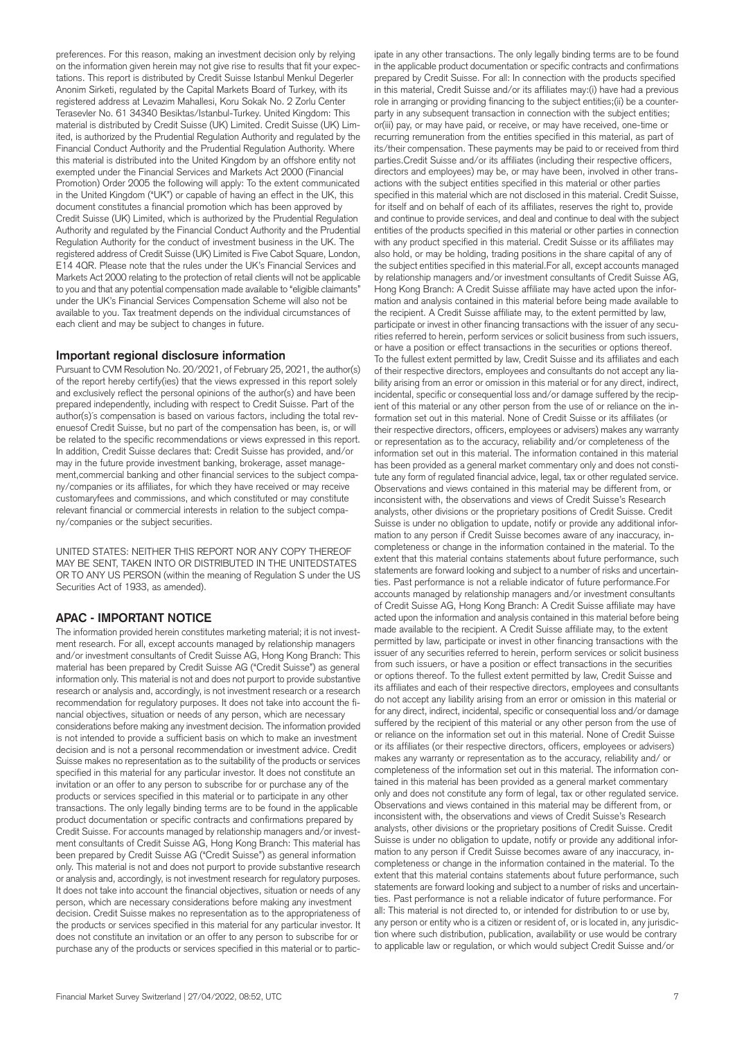preferences. For this reason, making an investment decision only by relying on the information given herein may not give rise to results that fit your expectations. This report is distributed by Credit Suisse Istanbul Menkul Degerler Anonim Sirketi, regulated by the Capital Markets Board of Turkey, with its registered address at Levazim Mahallesi, Koru Sokak No. 2 Zorlu Center Terasevler No. 61 34340 Besiktas/Istanbul-Turkey. United Kingdom: This material is distributed by Credit Suisse (UK) Limited. Credit Suisse (UK) Limited, is authorized by the Prudential Regulation Authority and regulated by the Financial Conduct Authority and the Prudential Regulation Authority. Where this material is distributed into the United Kingdom by an offshore entity not exempted under the Financial Services and Markets Act 2000 (Financial Promotion) Order 2005 the following will apply: To the extent communicated in the United Kingdom ("UK") or capable of having an effect in the UK, this document constitutes a financial promotion which has been approved by Credit Suisse (UK) Limited, which is authorized by the Prudential Regulation Authority and regulated by the Financial Conduct Authority and the Prudential Regulation Authority for the conduct of investment business in the UK. The registered address of Credit Suisse (UK) Limited is Five Cabot Square, London, E14 4QR. Please note that the rules under the UK's Financial Services and Markets Act 2000 relating to the protection of retail clients will not be applicable to you and that any potential compensation made available to "eligible claimants" under the UK's Financial Services Compensation Scheme will also not be available to you. Tax treatment depends on the individual circumstances of each client and may be subject to changes in future.

## Important regional disclosure information

Pursuant to CVM Resolution No. 20/2021, of February 25, 2021, the author(s) of the report hereby certify(ies) that the views expressed in this report solely and exclusively reflect the personal opinions of the author(s) and have been prepared independently, including with respect to Credit Suisse. Part of the author(s)´s compensation is based on various factors, including the total revenuesof Credit Suisse, but no part of the compensation has been, is, or will be related to the specific recommendations or views expressed in this report. In addition, Credit Suisse declares that: Credit Suisse has provided, and/or may in the future provide investment banking, brokerage, asset management,commercial banking and other financial services to the subject company/companies or its affiliates, for which they have received or may receive customaryfees and commissions, and which constituted or may constitute relevant financial or commercial interests in relation to the subject company/companies or the subject securities.

UNITED STATES: NEITHER THIS REPORT NOR ANY COPY THEREOF MAY BE SENT, TAKEN INTO OR DISTRIBUTED IN THE UNITEDSTATES OR TO ANY US PERSON (within the meaning of Regulation S under the US Securities Act of 1933, as amended).

## APAC - IMPORTANT NOTICE

The information provided herein constitutes marketing material; it is not investment research. For all, except accounts managed by relationship managers and/or investment consultants of Credit Suisse AG, Hong Kong Branch: This material has been prepared by Credit Suisse AG ("Credit Suisse") as general information only. This material is not and does not purport to provide substantive research or analysis and, accordingly, is not investment research or a research recommendation for regulatory purposes. It does not take into account the financial objectives, situation or needs of any person, which are necessary considerations before making any investment decision. The information provided is not intended to provide a sufficient basis on which to make an investment decision and is not a personal recommendation or investment advice. Credit Suisse makes no representation as to the suitability of the products or services specified in this material for any particular investor. It does not constitute an invitation or an offer to any person to subscribe for or purchase any of the products or services specified in this material or to participate in any other transactions. The only legally binding terms are to be found in the applicable product documentation or specific contracts and confirmations prepared by Credit Suisse. For accounts managed by relationship managers and/or investment consultants of Credit Suisse AG, Hong Kong Branch: This material has been prepared by Credit Suisse AG ("Credit Suisse") as general information only. This material is not and does not purport to provide substantive research or analysis and, accordingly, is not investment research for regulatory purposes. It does not take into account the financial objectives, situation or needs of any person, which are necessary considerations before making any investment decision. Credit Suisse makes no representation as to the appropriateness of the products or services specified in this material for any particular investor. It does not constitute an invitation or an offer to any person to subscribe for or purchase any of the products or services specified in this material or to participate in any other transactions. The only legally binding terms are to be found in the applicable product documentation or specific contracts and confirmations prepared by Credit Suisse. For all: In connection with the products specified in this material, Credit Suisse and/or its affiliates may:(i) have had a previous role in arranging or providing financing to the subject entities;(ii) be a counterparty in any subsequent transaction in connection with the subject entities; or(iii) pay, or may have paid, or receive, or may have received, one-time or recurring remuneration from the entities specified in this material, as part of its/their compensation. These payments may be paid to or received from third parties.Credit Suisse and/or its affiliates (including their respective officers, directors and employees) may be, or may have been, involved in other transactions with the subject entities specified in this material or other parties specified in this material which are not disclosed in this material. Credit Suisse, for itself and on behalf of each of its affiliates, reserves the right to, provide and continue to provide services, and deal and continue to deal with the subject entities of the products specified in this material or other parties in connection with any product specified in this material. Credit Suisse or its affiliates may also hold, or may be holding, trading positions in the share capital of any of the subject entities specified in this material.For all, except accounts managed by relationship managers and/or investment consultants of Credit Suisse AG, Hong Kong Branch: A Credit Suisse affiliate may have acted upon the information and analysis contained in this material before being made available to the recipient. A Credit Suisse affiliate may, to the extent permitted by law, participate or invest in other financing transactions with the issuer of any securities referred to herein, perform services or solicit business from such issuers, or have a position or effect transactions in the securities or options thereof. To the fullest extent permitted by law, Credit Suisse and its affiliates and each of their respective directors, employees and consultants do not accept any liability arising from an error or omission in this material or for any direct, indirect, incidental, specific or consequential loss and/or damage suffered by the recipient of this material or any other person from the use of or reliance on the information set out in this material. None of Credit Suisse or its affiliates (or their respective directors, officers, employees or advisers) makes any warranty or representation as to the accuracy, reliability and/or completeness of the information set out in this material. The information contained in this material has been provided as a general market commentary only and does not constitute any form of regulated financial advice, legal, tax or other regulated service. Observations and views contained in this material may be different from, or inconsistent with, the observations and views of Credit Suisse's Research analysts, other divisions or the proprietary positions of Credit Suisse. Credit Suisse is under no obligation to update, notify or provide any additional information to any person if Credit Suisse becomes aware of any inaccuracy, incompleteness or change in the information contained in the material. To the extent that this material contains statements about future performance, such statements are forward looking and subject to a number of risks and uncertainties. Past performance is not a reliable indicator of future performance.For accounts managed by relationship managers and/or investment consultants of Credit Suisse AG, Hong Kong Branch: A Credit Suisse affiliate may have acted upon the information and analysis contained in this material before being made available to the recipient. A Credit Suisse affiliate may, to the extent permitted by law, participate or invest in other financing transactions with the issuer of any securities referred to herein, perform services or solicit business from such issuers, or have a position or effect transactions in the securities or options thereof. To the fullest extent permitted by law, Credit Suisse and its affiliates and each of their respective directors, employees and consultants do not accept any liability arising from an error or omission in this material or for any direct, indirect, incidental, specific or consequential loss and/or damage suffered by the recipient of this material or any other person from the use of or reliance on the information set out in this material. None of Credit Suisse or its affiliates (or their respective directors, officers, employees or advisers) makes any warranty or representation as to the accuracy, reliability and/ or completeness of the information set out in this material. The information contained in this material has been provided as a general market commentary only and does not constitute any form of legal, tax or other regulated service. Observations and views contained in this material may be different from, or inconsistent with, the observations and views of Credit Suisse's Research analysts, other divisions or the proprietary positions of Credit Suisse. Credit Suisse is under no obligation to update, notify or provide any additional information to any person if Credit Suisse becomes aware of any inaccuracy, incompleteness or change in the information contained in the material. To the extent that this material contains statements about future performance, such statements are forward looking and subject to a number of risks and uncertainties. Past performance is not a reliable indicator of future performance. For all: This material is not directed to, or intended for distribution to or use by, any person or entity who is a citizen or resident of, or is located in, any jurisdiction where such distribution, publication, availability or use would be contrary to applicable law or regulation, or which would subject Credit Suisse and/or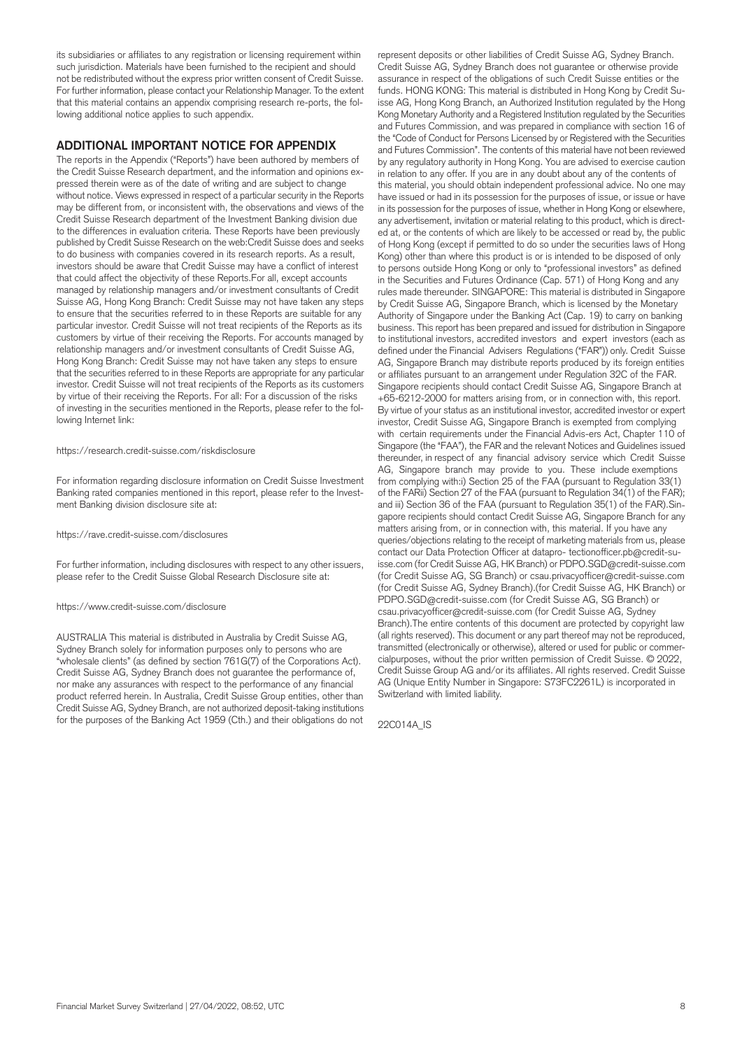its subsidiaries or affiliates to any registration or licensing requirement within such jurisdiction. Materials have been furnished to the recipient and should not be redistributed without the express prior written consent of Credit Suisse. For further information, please contact your Relationship Manager. To the extent that this material contains an appendix comprising research re-ports, the following additional notice applies to such appendix.

## ADDITIONAL IMPORTANT NOTICE FOR APPENDIX

The reports in the Appendix ("Reports") have been authored by members of the Credit Suisse Research department, and the information and opinions expressed therein were as of the date of writing and are subject to change without notice. Views expressed in respect of a particular security in the Reports may be different from, or inconsistent with, the observations and views of the Credit Suisse Research department of the Investment Banking division due to the differences in evaluation criteria. These Reports have been previously published by Credit Suisse Research on the web:Credit Suisse does and seeks to do business with companies covered in its research reports. As a result, investors should be aware that Credit Suisse may have a conflict of interest that could affect the objectivity of these Reports.For all, except accounts managed by relationship managers and/or investment consultants of Credit Suisse AG, Hong Kong Branch: Credit Suisse may not have taken any steps to ensure that the securities referred to in these Reports are suitable for any particular investor. Credit Suisse will not treat recipients of the Reports as its customers by virtue of their receiving the Reports. For accounts managed by relationship managers and/or investment consultants of Credit Suisse AG, Hong Kong Branch: Credit Suisse may not have taken any steps to ensure that the securities referred to in these Reports are appropriate for any particular investor. Credit Suisse will not treat recipients of the Reports as its customers by virtue of their receiving the Reports. For all: For a discussion of the risks of investing in the securities mentioned in the Reports, please refer to the following Internet link:

https://research.credit-suisse.com/riskdisclosure

For information regarding disclosure information on Credit Suisse Investment Banking rated companies mentioned in this report, please refer to the Investment Banking division disclosure site at:

https://rave.credit-suisse.com/disclosures

For further information, including disclosures with respect to any other issuers, please refer to the Credit Suisse Global Research Disclosure site at:

https://www.credit-suisse.com/disclosure

AUSTRALIA This material is distributed in Australia by Credit Suisse AG, Sydney Branch solely for information purposes only to persons who are "wholesale clients" (as defined by section 761G(7) of the Corporations Act). Credit Suisse AG, Sydney Branch does not guarantee the performance of, nor make any assurances with respect to the performance of any financial product referred herein. In Australia, Credit Suisse Group entities, other than Credit Suisse AG, Sydney Branch, are not authorized deposit-taking institutions for the purposes of the Banking Act 1959 (Cth.) and their obligations do not represent deposits or other liabilities of Credit Suisse AG, Sydney Branch. Credit Suisse AG, Sydney Branch does not guarantee or otherwise provide assurance in respect of the obligations of such Credit Suisse entities or the funds. HONG KONG: This material is distributed in Hong Kong by Credit Suisse AG, Hong Kong Branch, an Authorized Institution regulated by the Hong Kong Monetary Authority and a Registered Institution regulated by the Securities and Futures Commission, and was prepared in compliance with section 16 of the "Code of Conduct for Persons Licensed by or Registered with the Securities and Futures Commission". The contents of this material have not been reviewed by any regulatory authority in Hong Kong. You are advised to exercise caution in relation to any offer. If you are in any doubt about any of the contents of this material, you should obtain independent professional advice. No one may have issued or had in its possession for the purposes of issue, or issue or have in its possession for the purposes of issue, whether in Hong Kong or elsewhere, any advertisement, invitation or material relating to this product, which is directed at, or the contents of which are likely to be accessed or read by, the public of Hong Kong (except if permitted to do so under the securities laws of Hong Kong) other than where this product is or is intended to be disposed of only to persons outside Hong Kong or only to "professional investors" as defined in the Securities and Futures Ordinance (Cap. 571) of Hong Kong and any rules made thereunder. SINGAPORE: This material is distributed in Singapore by Credit Suisse AG, Singapore Branch, which is licensed by the Monetary Authority of Singapore under the Banking Act (Cap. 19) to carry on banking business. This report has been prepared and issued for distribution in Singapore to institutional investors, accredited investors and expert investors (each as defined under the Financial Advisers Regulations ("FAR")) only. Credit Suisse AG, Singapore Branch may distribute reports produced by its foreign entities or affiliates pursuant to an arrangement under Regulation 32C of the FAR. Singapore recipients should contact Credit Suisse AG, Singapore Branch at +65-6212-2000 for matters arising from, or in connection with, this report. By virtue of your status as an institutional investor, accredited investor or expert investor, Credit Suisse AG, Singapore Branch is exempted from complying with certain requirements under the Financial Advis-ers Act, Chapter 110 of Singapore (the "FAA"), the FAR and the relevant Notices and Guidelines issued thereunder, in respect of any financial advisory service which Credit Suisse AG, Singapore branch may provide to you. These include exemptions from complying with:i) Section 25 of the FAA (pursuant to Regulation 33(1) of the FARii) Section 27 of the FAA (pursuant to Regulation 34(1) of the FAR); and iii) Section 36 of the FAA (pursuant to Regulation 35(1) of the FAR).Singapore recipients should contact Credit Suisse AG, Singapore Branch for any matters arising from, or in connection with, this material. If you have any queries/objections relating to the receipt of marketing materials from us, please contact our Data Protection Officer at datapro- tectionofficer.pb@credit-suisse.com (for Credit Suisse AG, HK Branch) or PDPO.SGD@credit-suisse.com (for Credit Suisse AG, SG Branch) or csau.privacyofficer@credit-suisse.com (for Credit Suisse AG, Sydney Branch).(for Credit Suisse AG, HK Branch) or PDPO.SGD@credit-suisse.com (for Credit Suisse AG, SG Branch) or csau.privacyofficer@credit-suisse.com (for Credit Suisse AG, Sydney Branch).The entire contents of this document are protected by copyright law (all rights reserved). This document or any part thereof may not be reproduced, transmitted (electronically or otherwise), altered or used for public or commercialpurposes, without the prior written permission of Credit Suisse. © 2022, Credit Suisse Group AG and/or its affiliates. All rights reserved. Credit Suisse AG (Unique Entity Number in Singapore: S73FC2261L) is incorporated in Switzerland with limited liability.

22C014A_IS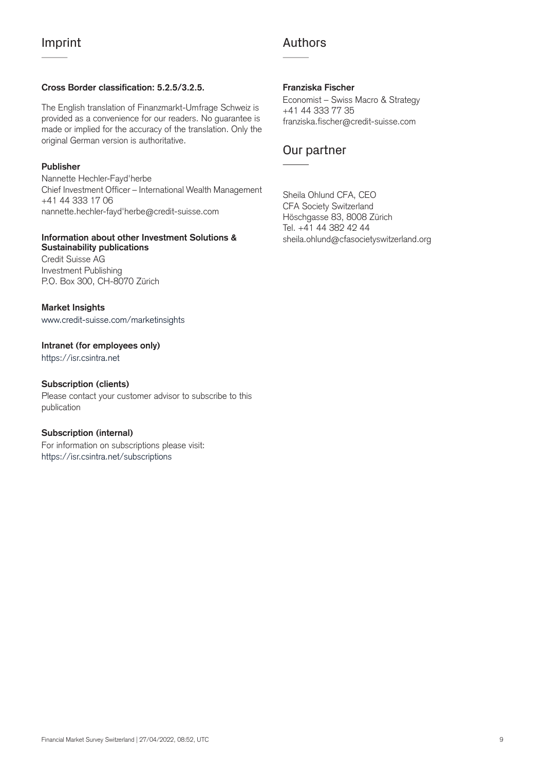## Imprint

**Cross Border classification: 5.2.5/3.2.5.**

The English translation of Finanzmarkt-Umfrage Schweiz is provided as a convenience for our readers. No guarantee is made or implied for the accuracy of the translation. Only the original German version is authoritative.

**Publisher**
Nannette Hechler-Fayd'herbe
Chief Investment Officer – International Wealth Management
+41 44 333 17 06
nannette.hechler-fayd'herbe@credit-suisse.com

**Information about other Investment Solutions & Sustainability publications**
Credit Suisse AG
Investment Publishing
P.O. Box 300, CH-8070 Zürich

**Market Insights**
www.credit-suisse.com/marketinsights

**Intranet (for employees only)**
https://isr.csintra.net

**Subscription (clients)**
Please contact your customer advisor to subscribe to this publication

**Subscription (internal)**
For information on subscriptions please visit:
https://isr.csintra.net/subscriptions

## Authors

**Franziska Fischer**
Economist – Swiss Macro & Strategy
+41 44 333 77 35
franziska.fischer@credit-suisse.com

## Our partner

Sheila Ohlund CFA, CEO
CFA Society Switzerland
Höschgasse 83, 8008 Zürich
Tel. +41 44 382 42 44
sheila.ohlund@cfasocietyswitzerland.org